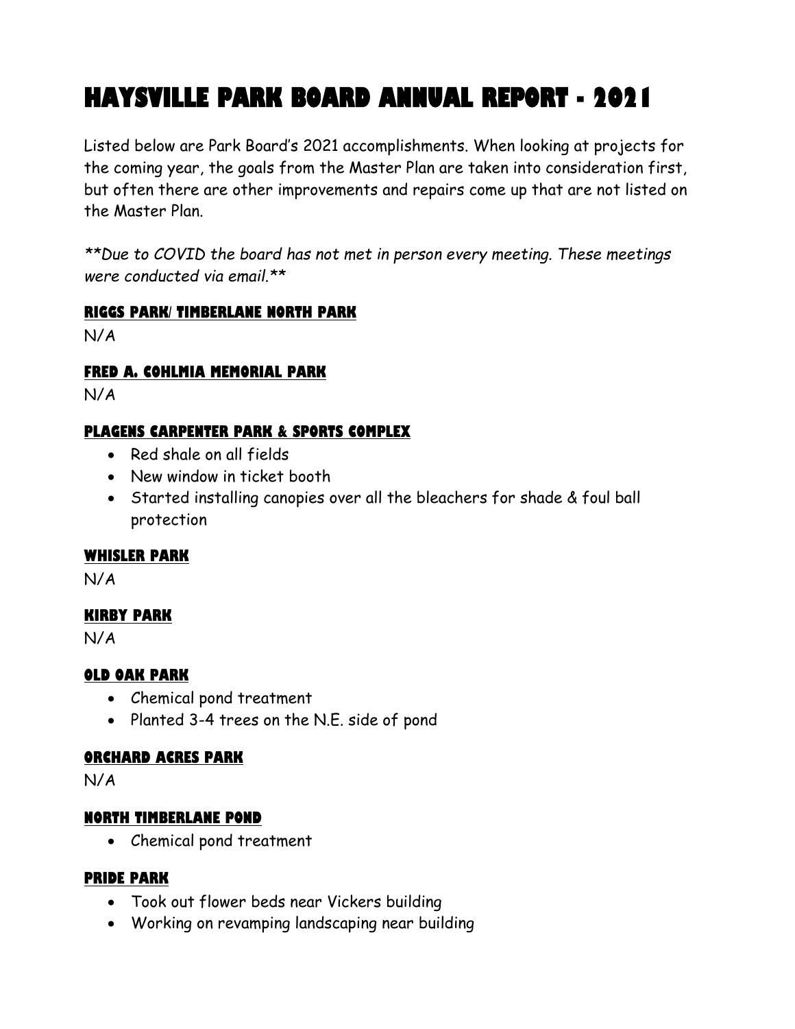# HAYSVILLE PARK BOARD ANNUAL REPORT - 2021

Listed below are Park Board's 2021 accomplishments. When looking at projects for the coming year, the goals from the Master Plan are taken into consideration first, but often there are other improvements and repairs come up that are not listed on the Master Plan.

*\*\*Due to COVID the board has not met in person every meeting. These meetings were conducted via email.\*\**

### RIGGS PARK/ TIMBERLANE NORTH PARK

N/A

### FRED A. COHLMIA MEMORIAL PARK

N/A

### PLAGENS CARPENTER PARK & SPORTS COMPLEX

- Red shale on all fields
- New window in ticket booth
- Started installing canopies over all the bleachers for shade & foul ball protection

### WHISLER PARK

N/A

### KIRBY PARK

N/A

### OLD OAK PARK

- Chemical pond treatment
- Planted 3-4 trees on the N.E. side of pond

### ORCHARD ACRES PARK

N/A

### NORTH TIMBERLANE POND

- Chemical pond treatment

### PRIDE PARK

- Took out flower beds near Vickers building
- Working on revamping landscaping near building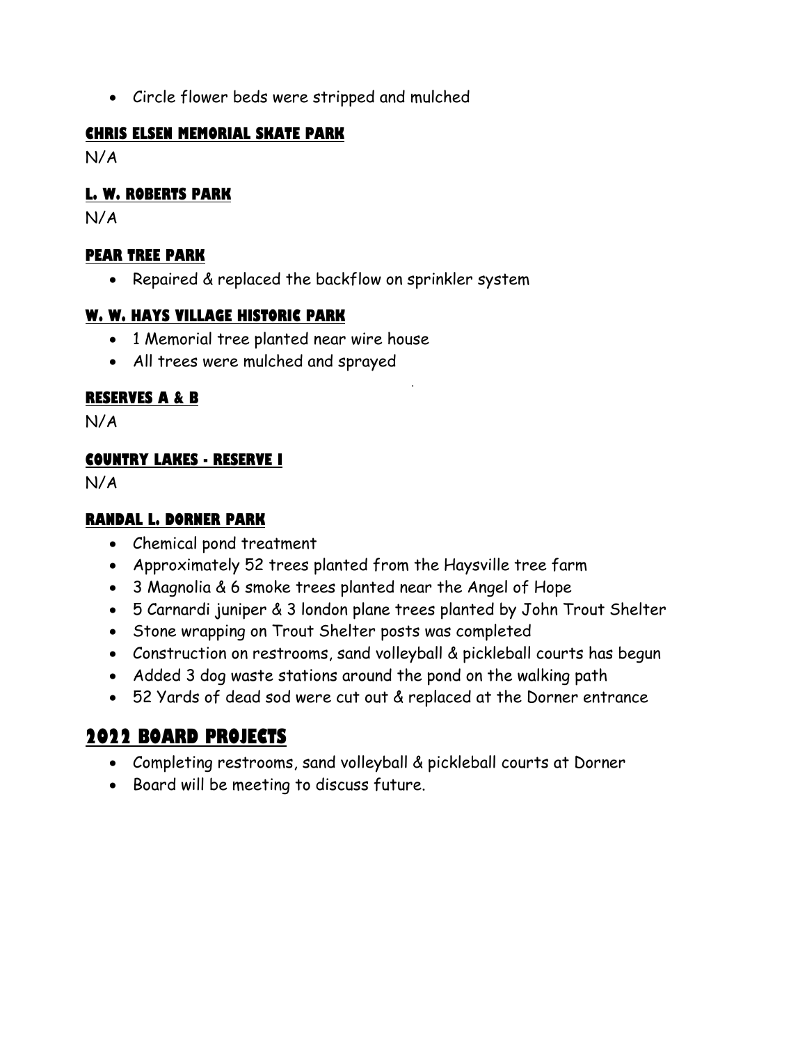- Circle flower beds were stripped and mulched

### Chris Elsen Memorial Skate Park

N/A

### L. W. Roberts Park

N/A

### Pear Tree Park

- Repaired & replaced the backflow on sprinkler system

### W. W. Hays Village Historic Park

- 1 Memorial tree planted near wire house
- All trees were mulched and sprayed

### Reserves A & B

N/A

### Country Lakes - Reserve I

N/A

### Randal L. Dorner Park

- Chemical pond treatment
- Approximately 52 trees planted from the Haysville tree farm
- 3 Magnolia & 6 smoke trees planted near the Angel of Hope
- 5 Carnardi juniper & 3 london plane trees planted by John Trout Shelter
- Stone wrapping on Trout Shelter posts was completed
- Construction on restrooms, sand volleyball & pickleball courts has begun
- Added 3 dog waste stations around the pond on the walking path
- 52 Yards of dead sod were cut out & replaced at the Dorner entrance

## 2022 Board Projects

- Completing restrooms, sand volleyball & pickleball courts at Dorner
- Board will be meeting to discuss future.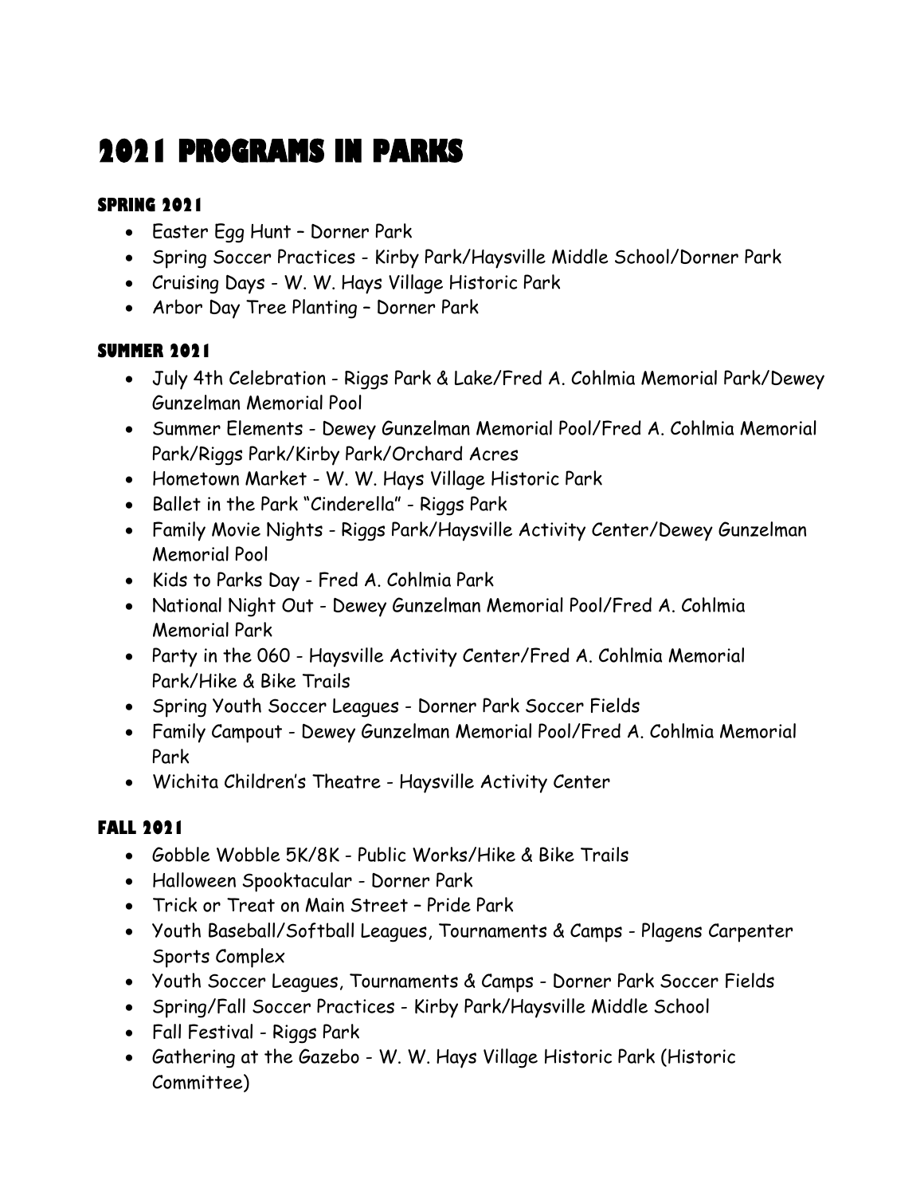# 2021 PROGRAMS IN PARKS

### SPRING 2021

- Easter Egg Hunt – Dorner Park
- Spring Soccer Practices - Kirby Park/Haysville Middle School/Dorner Park
- Cruising Days - W. W. Hays Village Historic Park
- Arbor Day Tree Planting – Dorner Park

### SUMMER 2021

- July 4th Celebration - Riggs Park & Lake/Fred A. Cohlmia Memorial Park/Dewey Gunzelman Memorial Pool
- Summer Elements - Dewey Gunzelman Memorial Pool/Fred A. Cohlmia Memorial Park/Riggs Park/Kirby Park/Orchard Acres
- Hometown Market - W. W. Hays Village Historic Park
- Ballet in the Park "Cinderella" - Riggs Park
- Family Movie Nights - Riggs Park/Haysville Activity Center/Dewey Gunzelman Memorial Pool
- Kids to Parks Day - Fred A. Cohlmia Park
- National Night Out - Dewey Gunzelman Memorial Pool/Fred A. Cohlmia Memorial Park
- Party in the 060 - Haysville Activity Center/Fred A. Cohlmia Memorial Park/Hike & Bike Trails
- Spring Youth Soccer Leagues - Dorner Park Soccer Fields
- Family Campout - Dewey Gunzelman Memorial Pool/Fred A. Cohlmia Memorial Park
- Wichita Children's Theatre - Haysville Activity Center

### FALL 2021

- Gobble Wobble 5K/8K - Public Works/Hike & Bike Trails
- Halloween Spooktacular - Dorner Park
- Trick or Treat on Main Street – Pride Park
- Youth Baseball/Softball Leagues, Tournaments & Camps - Plagens Carpenter Sports Complex
- Youth Soccer Leagues, Tournaments & Camps - Dorner Park Soccer Fields
- Spring/Fall Soccer Practices - Kirby Park/Haysville Middle School
- Fall Festival - Riggs Park
- Gathering at the Gazebo - W. W. Hays Village Historic Park (Historic Committee)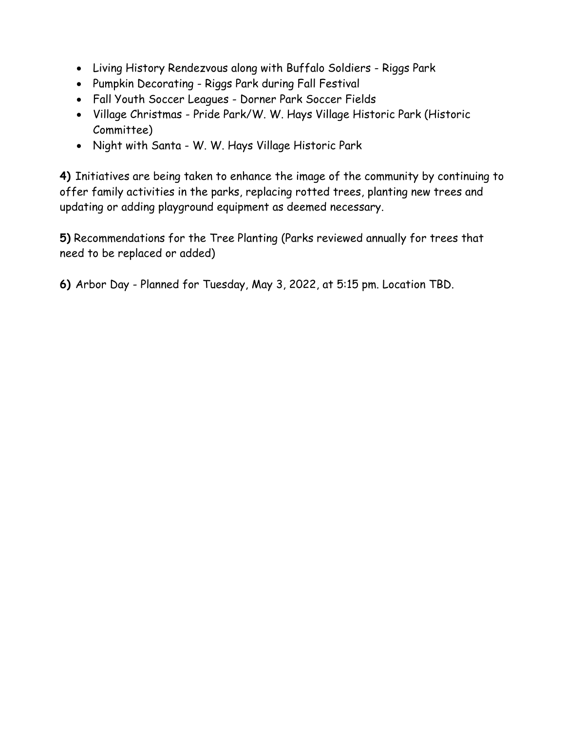- Living History Rendezvous along with Buffalo Soldiers - Riggs Park
- Pumpkin Decorating - Riggs Park during Fall Festival
- Fall Youth Soccer Leagues - Dorner Park Soccer Fields
- Village Christmas - Pride Park/W. W. Hays Village Historic Park (Historic Committee)
- Night with Santa - W. W. Hays Village Historic Park

**4)** Initiatives are being taken to enhance the image of the community by continuing to offer family activities in the parks, replacing rotted trees, planting new trees and updating or adding playground equipment as deemed necessary.

**5)** Recommendations for the Tree Planting (Parks reviewed annually for trees that need to be replaced or added)

**6)** Arbor Day - Planned for Tuesday, May 3, 2022, at 5:15 pm. Location TBD.